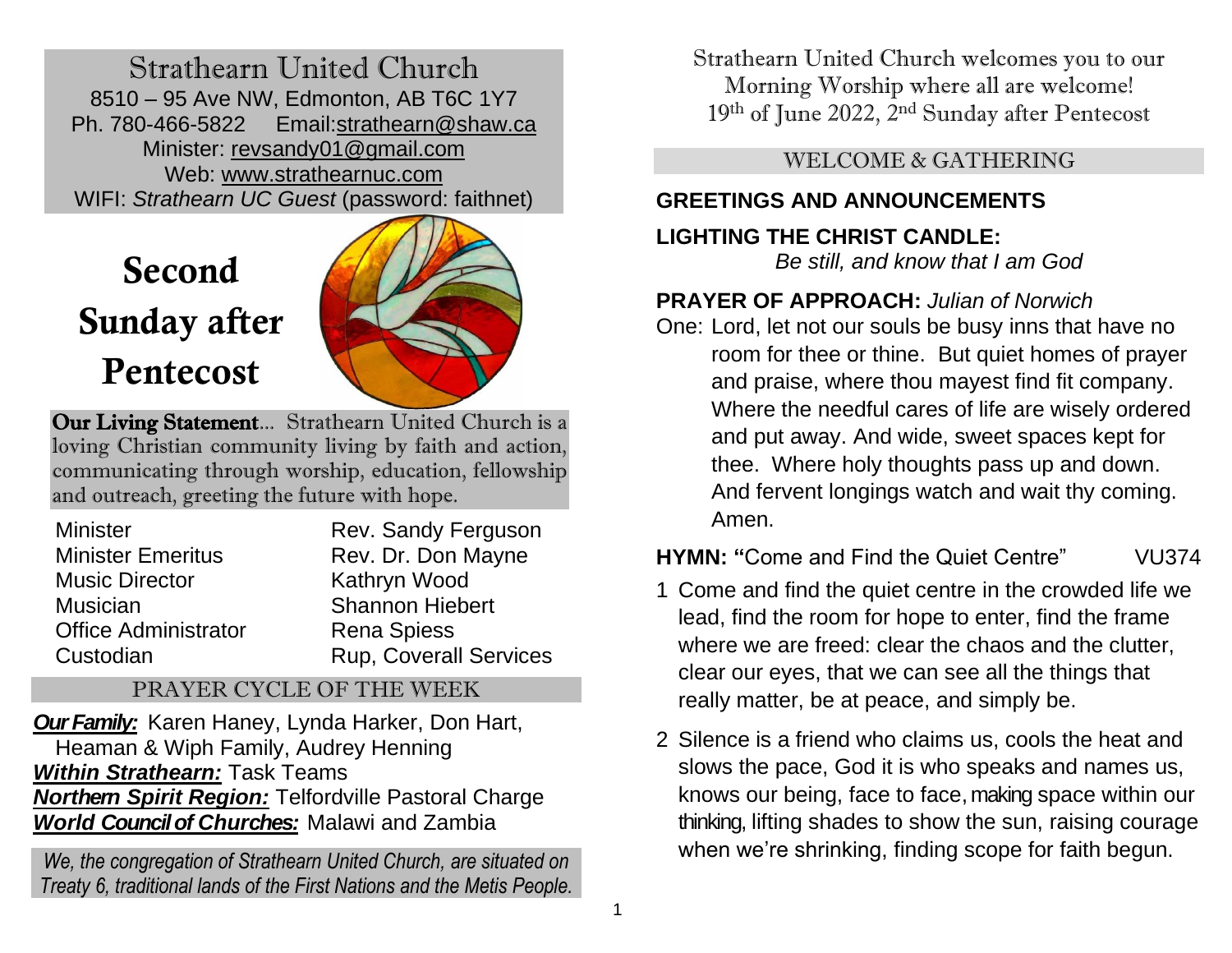# Strathearn United Church

8510 – 95 Ave NW, Edmonton, AB T6C 1Y7
Ph. 780-466-5822 Email:strathearn@shaw.ca
Minister: revsandy01@gmail.com
Web: www.strathearnuc.com
WIFI: *Strathearn UC Guest* (password: faithnet)

# Second Sunday after Pentecost

**Our Living Statement**... Strathearn United Church is a loving Christian community living by faith and action, communicating through worship, education, fellowship and outreach, greeting the future with hope.

| | |
|---|---|
| Minister | Rev. Sandy Ferguson |
| Minister Emeritus | Rev. Dr. Don Mayne |
| Music Director | Kathryn Wood |
| Musician | Shannon Hiebert |
| Office Administrator | Rena Spiess |
| Custodian | Rup, Coverall Services |

## PRAYER CYCLE OF THE WEEK

***Our Family:*** Karen Haney, Lynda Harker, Don Hart, Heaman & Wiph Family, Audrey Henning
***Within Strathearn:*** Task Teams
***Northern Spirit Region:*** Telfordville Pastoral Charge
***World Council of Churches:*** Malawi and Zambia

*We, the congregation of Strathearn United Church, are situated on Treaty 6, traditional lands of the First Nations and the Metis People.*

Strathearn United Church welcomes you to our Morning Worship where all are welcome!
19th of June 2022, 2nd Sunday after Pentecost

## WELCOME & GATHERING

**GREETINGS AND ANNOUNCEMENTS**

**LIGHTING THE CHRIST CANDLE:**
*Be still, and know that I am God*

**PRAYER OF APPROACH:** *Julian of Norwich*

One: Lord, let not our souls be busy inns that have no room for thee or thine. But quiet homes of prayer and praise, where thou mayest find fit company. Where the needful cares of life are wisely ordered and put away. And wide, sweet spaces kept for thee. Where holy thoughts pass up and down. And fervent longings watch and wait thy coming. Amen.

**HYMN: "**Come and Find the Quiet Centre" VU374

1 Come and find the quiet centre in the crowded life we lead, find the room for hope to enter, find the frame where we are freed: clear the chaos and the clutter, clear our eyes, that we can see all the things that really matter, be at peace, and simply be.

2 Silence is a friend who claims us, cools the heat and slows the pace, God it is who speaks and names us, knows our being, face to face, making space within our thinking, lifting shades to show the sun, raising courage when we're shrinking, finding scope for faith begun.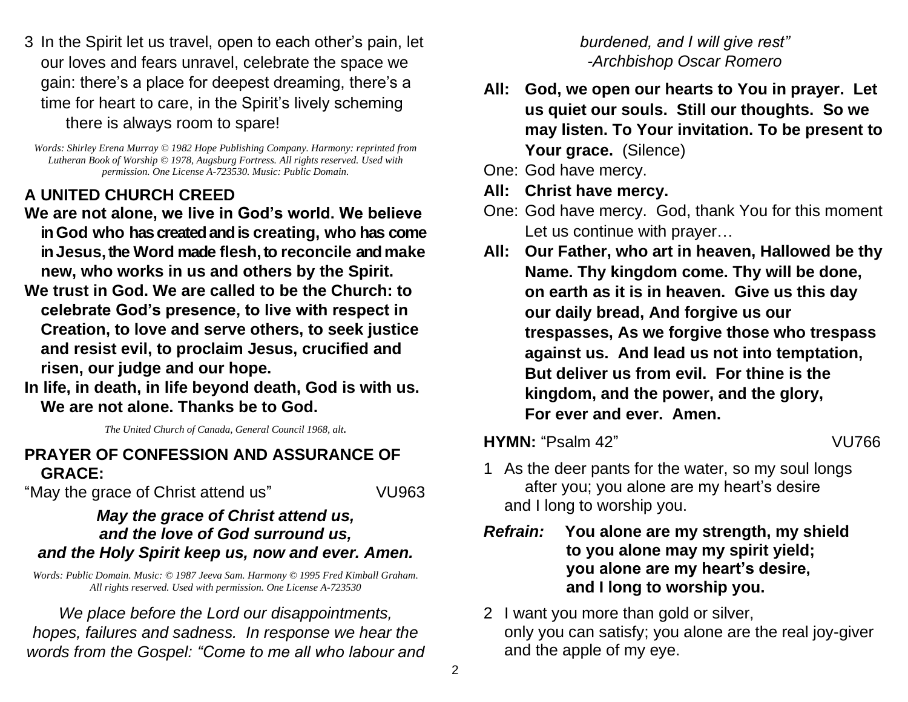3 In the Spirit let us travel, open to each other's pain, let our loves and fears unravel, celebrate the space we gain: there's a place for deepest dreaming, there's a time for heart to care, in the Spirit's lively scheming there is always room to spare!

*Words: Shirley Erena Murray © 1982 Hope Publishing Company. Harmony: reprinted from Lutheran Book of Worship © 1978, Augsburg Fortress. All rights reserved. Used with permission. One License A-723530. Music: Public Domain.*

## A UNITED CHURCH CREED

**We are not alone, we live in God's world. We believe in God who has created and is creating, who has come in Jesus, the Word made flesh, to reconcile and make new, who works in us and others by the Spirit.**

**We trust in God. We are called to be the Church: to celebrate God's presence, to live with respect in Creation, to love and serve others, to seek justice and resist evil, to proclaim Jesus, crucified and risen, our judge and our hope.**

**In life, in death, in life beyond death, God is with us. We are not alone. Thanks be to God.**

*The United Church of Canada, General Council 1968, alt.*

## PRAYER OF CONFESSION AND ASSURANCE OF GRACE:

"May the grace of Christ attend us" VU963

***May the grace of Christ attend us,***
***and the love of God surround us,***
***and the Holy Spirit keep us, now and ever. Amen.***

*Words: Public Domain. Music: © 1987 Jeeva Sam. Harmony © 1995 Fred Kimball Graham. All rights reserved. Used with permission. One License A-723530*

*We place before the Lord our disappointments, hopes, failures and sadness. In response we hear the words from the Gospel: "Come to me all who labour and burdened, and I will give rest"*
*-Archbishop Oscar Romero*

**All: God, we open our hearts to You in prayer. Let us quiet our souls. Still our thoughts. So we may listen. To Your invitation. To be present to Your grace.** (Silence)

One: God have mercy.

**All: Christ have mercy.**

One: God have mercy. God, thank You for this moment Let us continue with prayer…

**All: Our Father, who art in heaven, Hallowed be thy Name. Thy kingdom come. Thy will be done, on earth as it is in heaven. Give us this day our daily bread, And forgive us our trespasses, As we forgive those who trespass against us. And lead us not into temptation, But deliver us from evil. For thine is the kingdom, and the power, and the glory, For ever and ever. Amen.**

**HYMN:** "Psalm 42" VU766

1 As the deer pants for the water, so my soul longs after you; you alone are my heart's desire and I long to worship you.

***Refrain:*** **You alone are my strength, my shield to you alone may my spirit yield; you alone are my heart's desire, and I long to worship you.**

2 I want you more than gold or silver, only you can satisfy; you alone are the real joy-giver and the apple of my eye.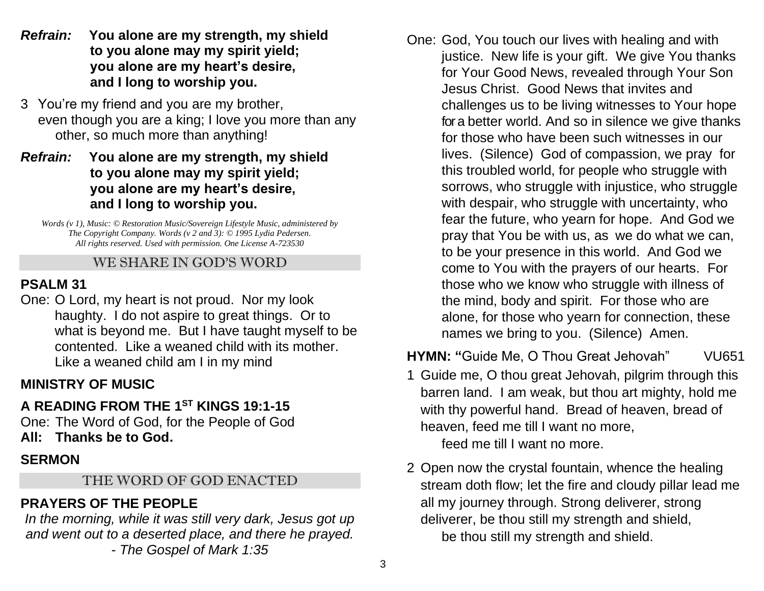***Refrain:*** **You alone are my strength, my shield to you alone may my spirit yield; you alone are my heart's desire, and I long to worship you.**

3 You're my friend and you are my brother, even though you are a king; I love you more than any other, so much more than anything!

***Refrain:*** **You alone are my strength, my shield to you alone may my spirit yield; you alone are my heart's desire, and I long to worship you.**

*Words (v 1), Music: © Restoration Music/Sovereign Lifestyle Music, administered by The Copyright Company. Words (v 2 and 3): © 1995 Lydia Pedersen. All rights reserved. Used with permission. One License A-723530*

## WE SHARE IN GOD'S WORD

**PSALM 31**

One: O Lord, my heart is not proud. Nor my look haughty. I do not aspire to great things. Or to what is beyond me. But I have taught myself to be contented. Like a weaned child with its mother. Like a weaned child am I in my mind

**MINISTRY OF MUSIC**

**A READING FROM THE 1ST KINGS 19:1-15**

One: The Word of God, for the People of God
**All: Thanks be to God.**

**SERMON**

## THE WORD OF GOD ENACTED

**PRAYERS OF THE PEOPLE**

*In the morning, while it was still very dark, Jesus got up and went out to a deserted place, and there he prayed.*
*- The Gospel of Mark 1:35*

One: God, You touch our lives with healing and with justice. New life is your gift. We give You thanks for Your Good News, revealed through Your Son Jesus Christ. Good News that invites and challenges us to be living witnesses to Your hope for a better world. And so in silence we give thanks for those who have been such witnesses in our lives. (Silence) God of compassion, we pray for this troubled world, for people who struggle with sorrows, who struggle with injustice, who struggle with despair, who struggle with uncertainty, who fear the future, who yearn for hope. And God we pray that You be with us, as we do what we can, to be your presence in this world. And God we come to You with the prayers of our hearts. For those who we know who struggle with illness of the mind, body and spirit. For those who are alone, for those who yearn for connection, these names we bring to you. (Silence) Amen.

**HYMN: "**Guide Me, O Thou Great Jehovah" VU651

1 Guide me, O thou great Jehovah, pilgrim through this barren land. I am weak, but thou art mighty, hold me with thy powerful hand. Bread of heaven, bread of heaven, feed me till I want no more,
feed me till I want no more.

2 Open now the crystal fountain, whence the healing stream doth flow; let the fire and cloudy pillar lead me all my journey through. Strong deliverer, strong deliverer, be thou still my strength and shield,
be thou still my strength and shield.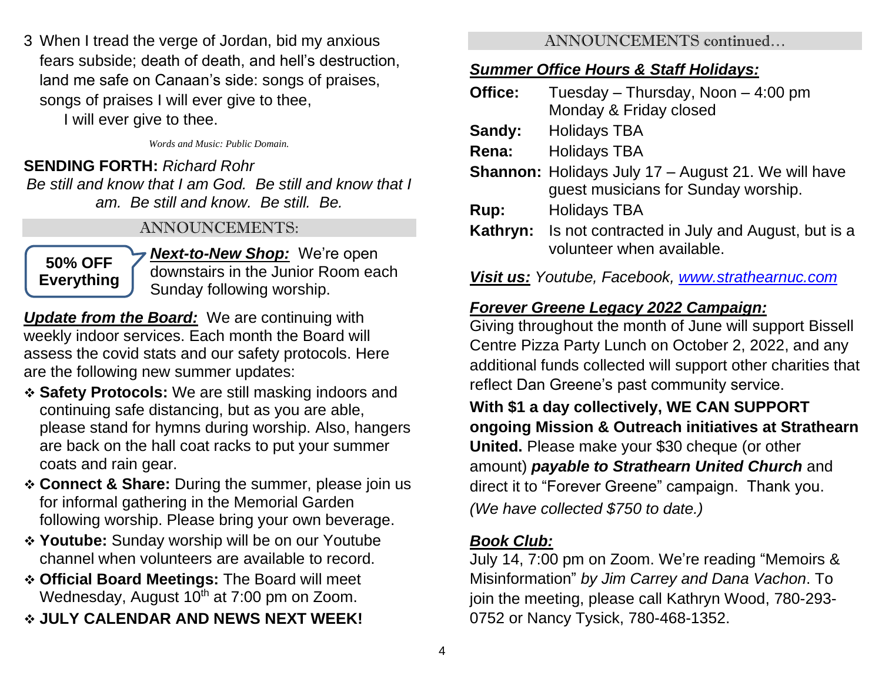3 When I tread the verge of Jordan, bid my anxious fears subside; death of death, and hell's destruction, land me safe on Canaan's side: songs of praises, songs of praises I will ever give to thee,
I will ever give to thee.

*Words and Music: Public Domain.*

**SENDING FORTH:** *Richard Rohr*
*Be still and know that I am God. Be still and know that I am. Be still and know. Be still. Be.*

## ANNOUNCEMENTS:

**50% OFF Everything**

***Next-to-New Shop:*** We're open downstairs in the Junior Room each Sunday following worship.

***Update from the Board:*** We are continuing with weekly indoor services. Each month the Board will assess the covid stats and our safety protocols. Here are the following new summer updates:

- **Safety Protocols:** We are still masking indoors and continuing safe distancing, but as you are able, please stand for hymns during worship. Also, hangers are back on the hall coat racks to put your summer coats and rain gear.
- **Connect & Share:** During the summer, please join us for informal gathering in the Memorial Garden following worship. Please bring your own beverage.
- **Youtube:** Sunday worship will be on our Youtube channel when volunteers are available to record.
- **Official Board Meetings:** The Board will meet Wednesday, August 10th at 7:00 pm on Zoom.
- **JULY CALENDAR AND NEWS NEXT WEEK!**

## ANNOUNCEMENTS continued…

***Summer Office Hours & Staff Holidays:***

| | |
|---|---|
| **Office:** | Tuesday – Thursday, Noon – 4:00 pm<br>Monday & Friday closed |
| **Sandy:** | Holidays TBA |
| **Rena:** | Holidays TBA |
| **Shannon:** | Holidays July 17 – August 21. We will have guest musicians for Sunday worship. |
| **Rup:** | Holidays TBA |
| **Kathryn:** | Is not contracted in July and August, but is a volunteer when available. |

***Visit us:*** *Youtube, Facebook, www.strathearnuc.com*

***Forever Greene Legacy 2022 Campaign:***
Giving throughout the month of June will support Bissell Centre Pizza Party Lunch on October 2, 2022, and any additional funds collected will support other charities that reflect Dan Greene's past community service.

**With $1 a day collectively, WE CAN SUPPORT ongoing Mission & Outreach initiatives at Strathearn United.** Please make your $30 cheque (or other amount) ***payable to Strathearn United Church*** and direct it to "Forever Greene" campaign. Thank you.
*(We have collected $750 to date.)*

***Book Club:***
July 14, 7:00 pm on Zoom. We're reading "Memoirs & Misinformation" *by Jim Carrey and Dana Vachon*. To join the meeting, please call Kathryn Wood, 780-293-0752 or Nancy Tysick, 780-468-1352.